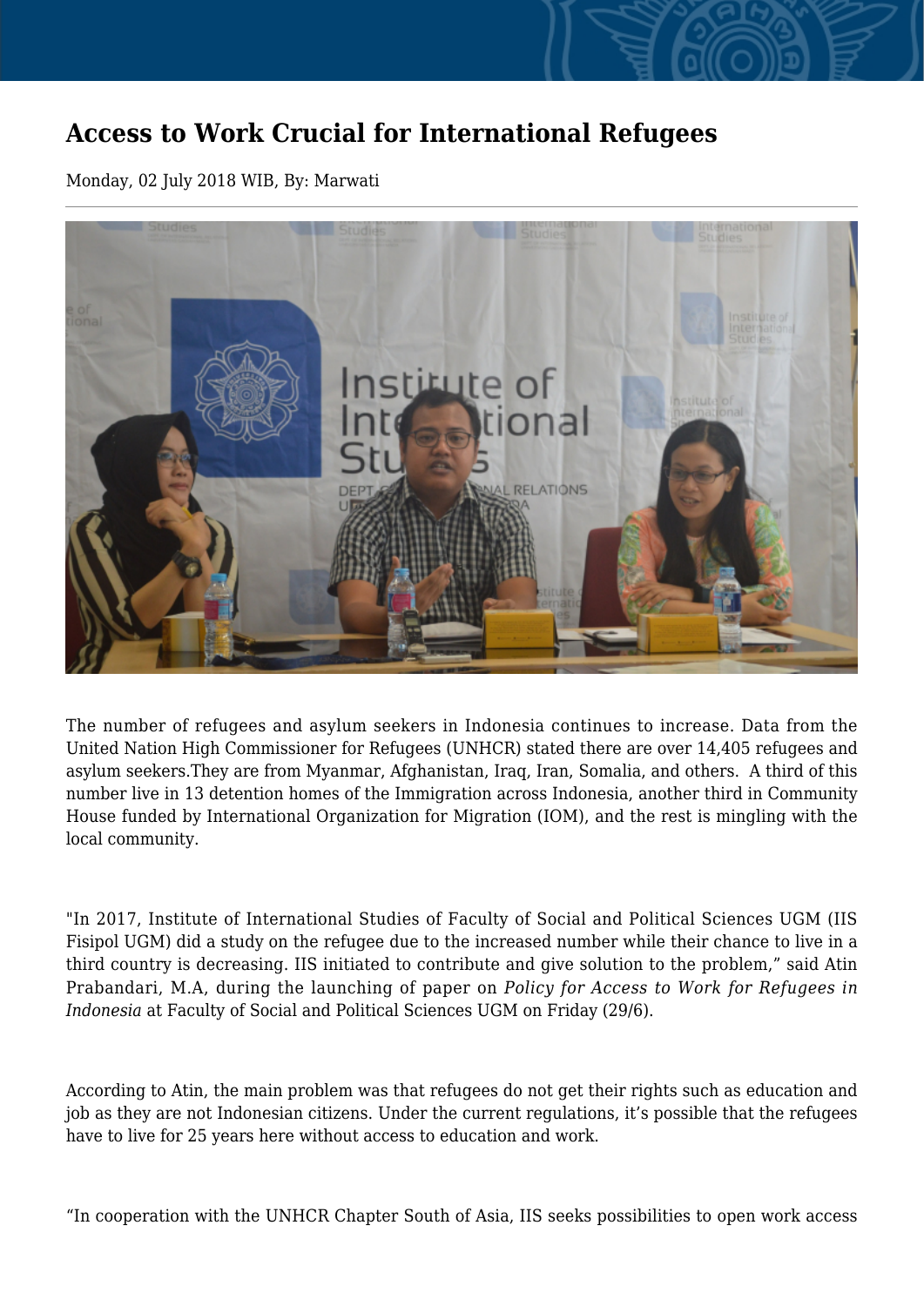# Access to Work Crucial for International Refugees

Monday, 02 July 2018 WIB, By: Marwati

The number of refugees and asylum seekers in Indonesia continues to increase. Data from the United Nation High Commissioner for Refugees (UNHCR) stated there are over 14,405 refugees and asylum seekers.They are from Myanmar, Afghanistan, Iraq, Iran, Somalia, and others. A third of this number live in 13 detention homes of the Immigration across Indonesia, another third in Community House funded by International Organization for Migration (IOM), and the rest is mingling with the local community.

"In 2017, Institute of International Studies of Faculty of Social and Political Sciences UGM (IIS Fisipol UGM) did a study on the refugee due to the increased number while their chance to live in a third country is decreasing. IIS initiated to contribute and give solution to the problem," said Atin Prabandari, M.A, during the launching of paper on *Policy for Access to Work for Refugees in Indonesia* at Faculty of Social and Political Sciences UGM on Friday (29/6).

According to Atin, the main problem was that refugees do not get their rights such as education and job as they are not Indonesian citizens. Under the current regulations, it's possible that the refugees have to live for 25 years here without access to education and work.

"In cooperation with the UNHCR Chapter South of Asia, IIS seeks possibilities to open work access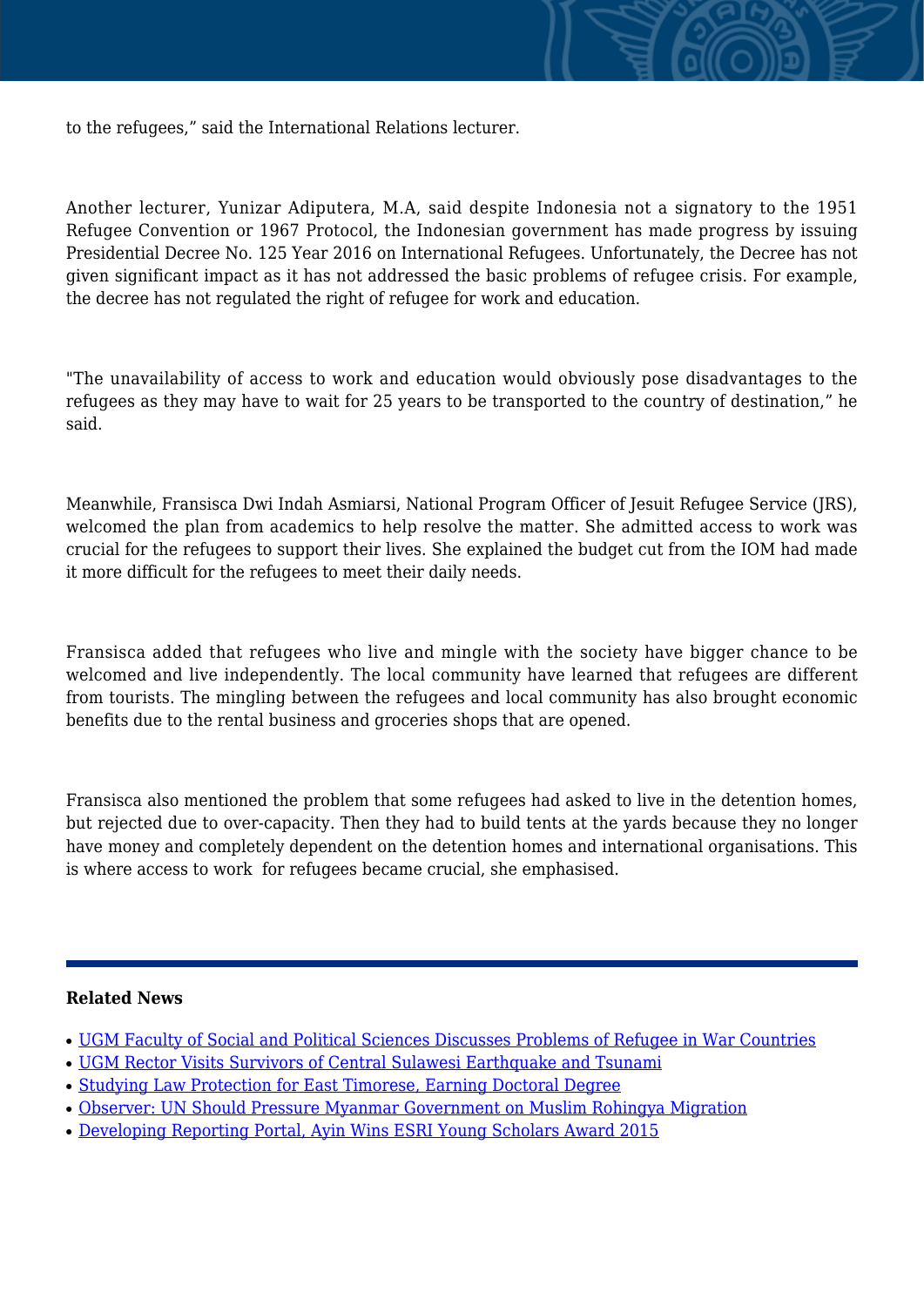to the refugees," said the International Relations lecturer.

Another lecturer, Yunizar Adiputera, M.A, said despite Indonesia not a signatory to the 1951 Refugee Convention or 1967 Protocol, the Indonesian government has made progress by issuing Presidential Decree No. 125 Year 2016 on International Refugees. Unfortunately, the Decree has not given significant impact as it has not addressed the basic problems of refugee crisis. For example, the decree has not regulated the right of refugee for work and education.

"The unavailability of access to work and education would obviously pose disadvantages to the refugees as they may have to wait for 25 years to be transported to the country of destination," he said.

Meanwhile, Fransisca Dwi Indah Asmiarsi, National Program Officer of Jesuit Refugee Service (JRS), welcomed the plan from academics to help resolve the matter. She admitted access to work was crucial for the refugees to support their lives. She explained the budget cut from the IOM had made it more difficult for the refugees to meet their daily needs.

Fransisca added that refugees who live and mingle with the society have bigger chance to be welcomed and live independently. The local community have learned that refugees are different from tourists. The mingling between the refugees and local community has also brought economic benefits due to the rental business and groceries shops that are opened.

Fransisca also mentioned the problem that some refugees had asked to live in the detention homes, but rejected due to over-capacity. Then they had to build tents at the yards because they no longer have money and completely dependent on the detention homes and international organisations. This is where access to work for refugees became crucial, she emphasised.

---

**Related News**

- UGM Faculty of Social and Political Sciences Discusses Problems of Refugee in War Countries
- UGM Rector Visits Survivors of Central Sulawesi Earthquake and Tsunami
- Studying Law Protection for East Timorese, Earning Doctoral Degree
- Observer: UN Should Pressure Myanmar Government on Muslim Rohingya Migration
- Developing Reporting Portal, Ayin Wins ESRI Young Scholars Award 2015